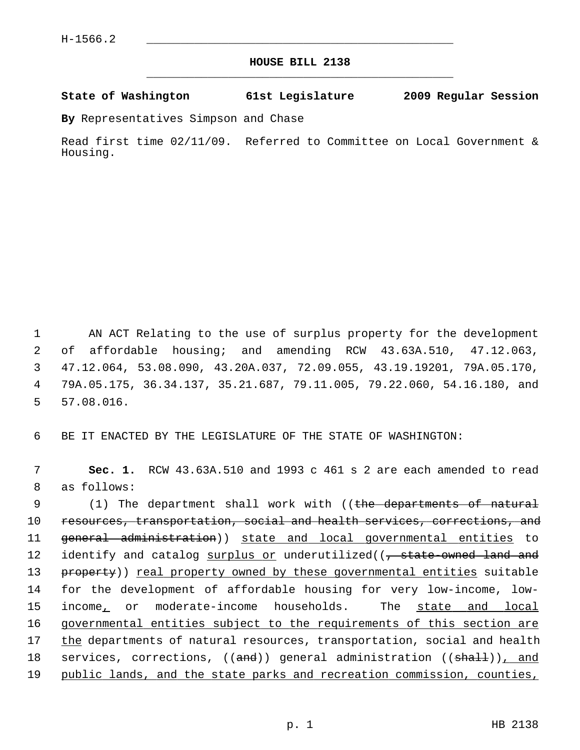H-1566.2

# HOUSE BILL 2138

**State of Washington 61st Legislature 2009 Regular Session**

**By** Representatives Simpson and Chase

Read first time 02/11/09. Referred to Committee on Local Government & Housing.

AN ACT Relating to the use of surplus property for the development of affordable housing; and amending RCW 43.63A.510, 47.12.063, 47.12.064, 53.08.090, 43.20A.037, 72.09.055, 43.19.19201, 79A.05.170, 79A.05.175, 36.34.137, 35.21.687, 79.11.005, 79.22.060, 54.16.180, and 57.08.016.

BE IT ENACTED BY THE LEGISLATURE OF THE STATE OF WASHINGTON:

**Sec. 1.** RCW 43.63A.510 and 1993 c 461 s 2 are each amended to read as follows:

(1) The department shall work with ((~~the departments of natural resources, transportation, social and health services, corrections, and general administration~~)) <u>state and local governmental entities</u> to identify and catalog <u>surplus or</u> underutilized((~~, state-owned land and property~~)) <u>real property owned by these governmental entities</u> suitable for the development of affordable housing for very low-income, low-income<u>,</u> or moderate-income households. The <u>state and local governmental entities subject to the requirements of this section are the</u> departments of natural resources, transportation, social and health services, corrections, ((~~and~~)) general administration ((~~shall~~))<u>, and public lands, and the state parks and recreation commission, counties,</u>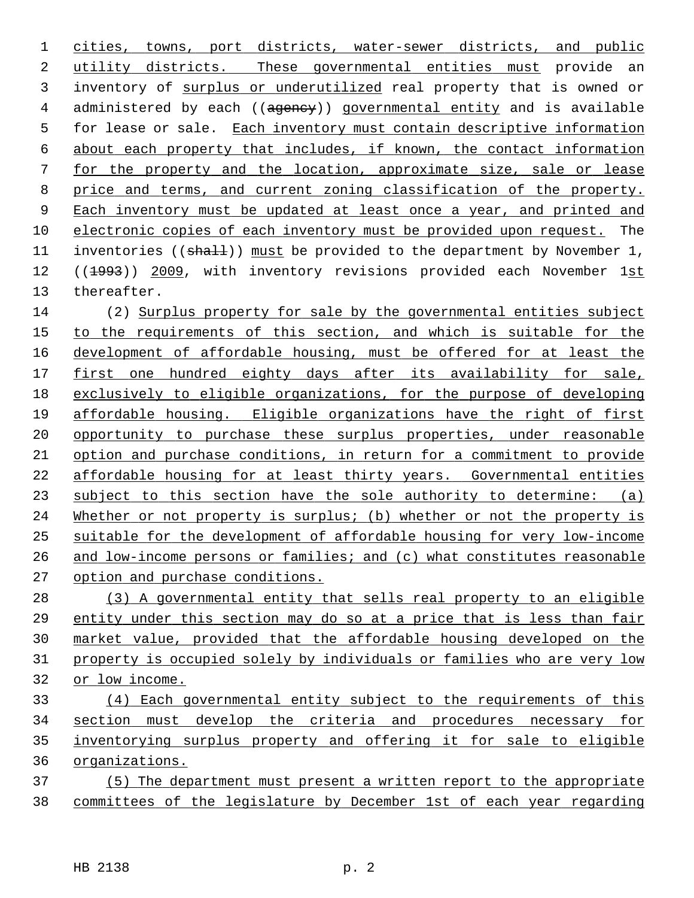cities, towns, port districts, water-sewer districts, and public utility districts. These governmental entities must provide an inventory of surplus or underutilized real property that is owned or administered by each ((agency)) governmental entity and is available for lease or sale. Each inventory must contain descriptive information about each property that includes, if known, the contact information for the property and the location, approximate size, sale or lease price and terms, and current zoning classification of the property. Each inventory must be updated at least once a year, and printed and electronic copies of each inventory must be provided upon request. The inventories ((shall)) must be provided to the department by November 1, ((1993)) 2009, with inventory revisions provided each November 1st thereafter.

(2) Surplus property for sale by the governmental entities subject to the requirements of this section, and which is suitable for the development of affordable housing, must be offered for at least the first one hundred eighty days after its availability for sale, exclusively to eligible organizations, for the purpose of developing affordable housing. Eligible organizations have the right of first opportunity to purchase these surplus properties, under reasonable option and purchase conditions, in return for a commitment to provide affordable housing for at least thirty years. Governmental entities subject to this section have the sole authority to determine: (a) Whether or not property is surplus; (b) whether or not the property is suitable for the development of affordable housing for very low-income and low-income persons or families; and (c) what constitutes reasonable option and purchase conditions.

(3) A governmental entity that sells real property to an eligible entity under this section may do so at a price that is less than fair market value, provided that the affordable housing developed on the property is occupied solely by individuals or families who are very low or low income.

(4) Each governmental entity subject to the requirements of this section must develop the criteria and procedures necessary for inventorying surplus property and offering it for sale to eligible organizations.

(5) The department must present a written report to the appropriate committees of the legislature by December 1st of each year regarding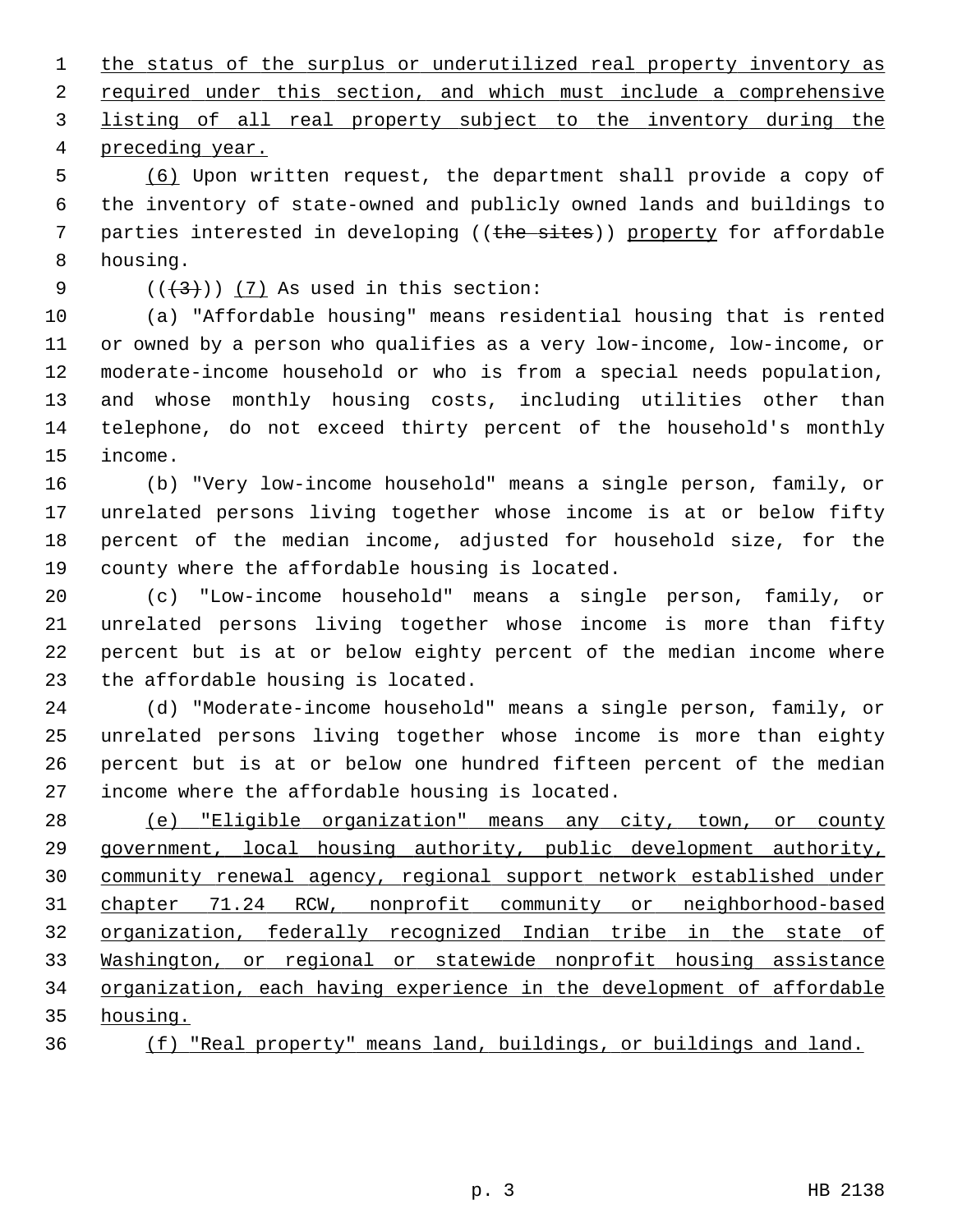the status of the surplus or underutilized real property inventory as required under this section, and which must include a comprehensive listing of all real property subject to the inventory during the preceding year.

(6) Upon written request, the department shall provide a copy of the inventory of state-owned and publicly owned lands and buildings to parties interested in developing ((the sites)) property for affordable housing.

(((3))) (7) As used in this section:

(a) "Affordable housing" means residential housing that is rented or owned by a person who qualifies as a very low-income, low-income, or moderate-income household or who is from a special needs population, and whose monthly housing costs, including utilities other than telephone, do not exceed thirty percent of the household's monthly income.

(b) "Very low-income household" means a single person, family, or unrelated persons living together whose income is at or below fifty percent of the median income, adjusted for household size, for the county where the affordable housing is located.

(c) "Low-income household" means a single person, family, or unrelated persons living together whose income is more than fifty percent but is at or below eighty percent of the median income where the affordable housing is located.

(d) "Moderate-income household" means a single person, family, or unrelated persons living together whose income is more than eighty percent but is at or below one hundred fifteen percent of the median income where the affordable housing is located.

(e) "Eligible organization" means any city, town, or county government, local housing authority, public development authority, community renewal agency, regional support network established under chapter 71.24 RCW, nonprofit community or neighborhood-based organization, federally recognized Indian tribe in the state of Washington, or regional or statewide nonprofit housing assistance organization, each having experience in the development of affordable housing.

(f) "Real property" means land, buildings, or buildings and land.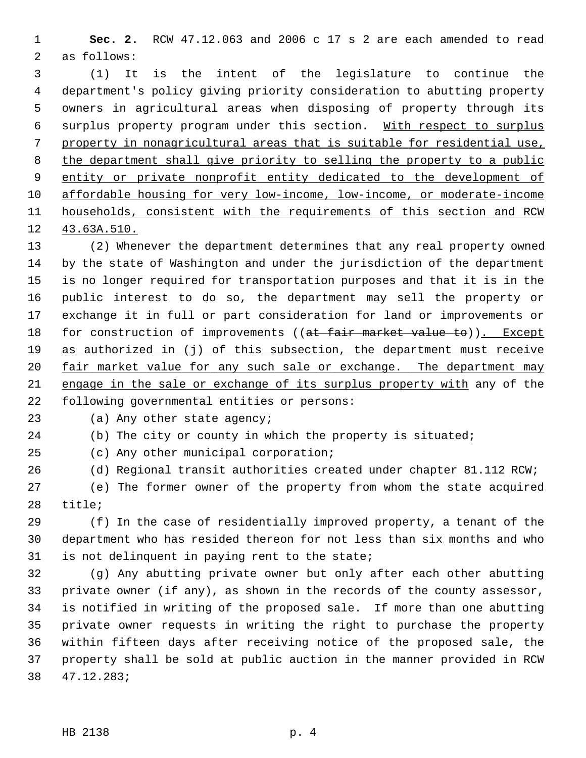**Sec. 2.** RCW 47.12.063 and 2006 c 17 s 2 are each amended to read as follows:

(1) It is the intent of the legislature to continue the department's policy giving priority consideration to abutting property owners in agricultural areas when disposing of property through its surplus property program under this section. With respect to surplus property in nonagricultural areas that is suitable for residential use, the department shall give priority to selling the property to a public entity or private nonprofit entity dedicated to the development of affordable housing for very low-income, low-income, or moderate-income households, consistent with the requirements of this section and RCW 43.63A.510.

(2) Whenever the department determines that any real property owned by the state of Washington and under the jurisdiction of the department is no longer required for transportation purposes and that it is in the public interest to do so, the department may sell the property or exchange it in full or part consideration for land or improvements or for construction of improvements ((~~at fair market value to~~)). Except as authorized in (j) of this subsection, the department must receive fair market value for any such sale or exchange. The department may engage in the sale or exchange of its surplus property with any of the following governmental entities or persons:

(a) Any other state agency;

(b) The city or county in which the property is situated;

(c) Any other municipal corporation;

(d) Regional transit authorities created under chapter 81.112 RCW;

(e) The former owner of the property from whom the state acquired title;

(f) In the case of residentially improved property, a tenant of the department who has resided thereon for not less than six months and who is not delinquent in paying rent to the state;

(g) Any abutting private owner but only after each other abutting private owner (if any), as shown in the records of the county assessor, is notified in writing of the proposed sale. If more than one abutting private owner requests in writing the right to purchase the property within fifteen days after receiving notice of the proposed sale, the property shall be sold at public auction in the manner provided in RCW 47.12.283;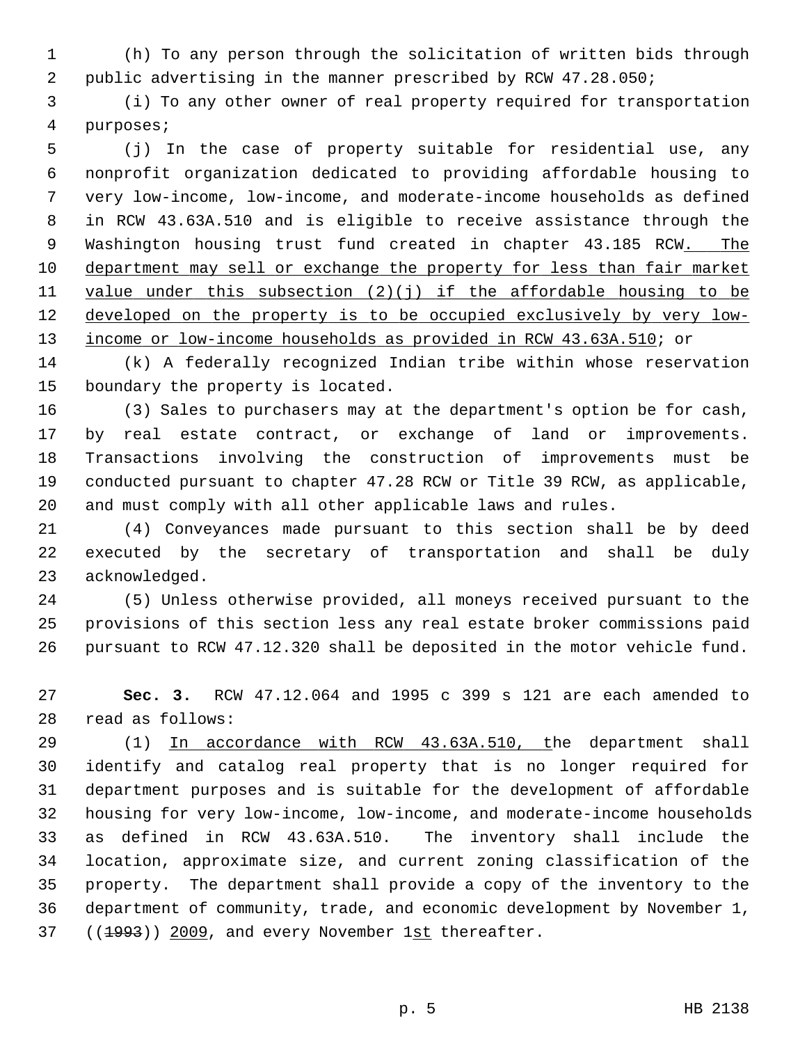(h) To any person through the solicitation of written bids through public advertising in the manner prescribed by RCW 47.28.050;

(i) To any other owner of real property required for transportation purposes;

(j) In the case of property suitable for residential use, any nonprofit organization dedicated to providing affordable housing to very low-income, low-income, and moderate-income households as defined in RCW 43.63A.510 and is eligible to receive assistance through the Washington housing trust fund created in chapter 43.185 RCW. The department may sell or exchange the property for less than fair market value under this subsection (2)(j) if the affordable housing to be developed on the property is to be occupied exclusively by very low-income or low-income households as provided in RCW 43.63A.510; or

(k) A federally recognized Indian tribe within whose reservation boundary the property is located.

(3) Sales to purchasers may at the department's option be for cash, by real estate contract, or exchange of land or improvements. Transactions involving the construction of improvements must be conducted pursuant to chapter 47.28 RCW or Title 39 RCW, as applicable, and must comply with all other applicable laws and rules.

(4) Conveyances made pursuant to this section shall be by deed executed by the secretary of transportation and shall be duly acknowledged.

(5) Unless otherwise provided, all moneys received pursuant to the provisions of this section less any real estate broker commissions paid pursuant to RCW 47.12.320 shall be deposited in the motor vehicle fund.

**Sec. 3.** RCW 47.12.064 and 1995 c 399 s 121 are each amended to read as follows:

(1) In accordance with RCW 43.63A.510, the department shall identify and catalog real property that is no longer required for department purposes and is suitable for the development of affordable housing for very low-income, low-income, and moderate-income households as defined in RCW 43.63A.510. The inventory shall include the location, approximate size, and current zoning classification of the property. The department shall provide a copy of the inventory to the department of community, trade, and economic development by November 1, ((1993)) 2009, and every November 1st thereafter.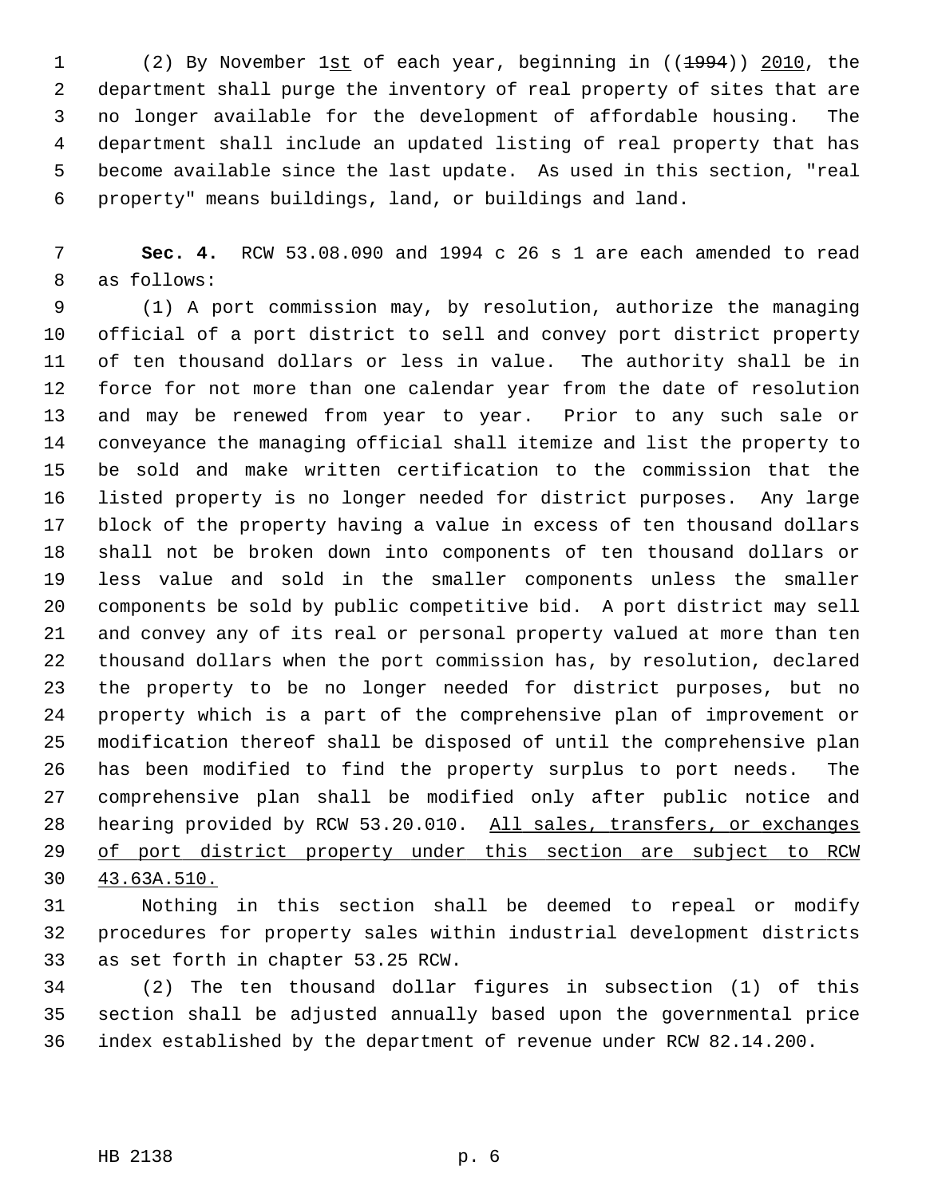(2) By November 1st of each year, beginning in ((~~1994~~)) 2010, the department shall purge the inventory of real property of sites that are no longer available for the development of affordable housing. The department shall include an updated listing of real property that has become available since the last update. As used in this section, "real property" means buildings, land, or buildings and land.

**Sec. 4.** RCW 53.08.090 and 1994 c 26 s 1 are each amended to read as follows:

(1) A port commission may, by resolution, authorize the managing official of a port district to sell and convey port district property of ten thousand dollars or less in value. The authority shall be in force for not more than one calendar year from the date of resolution and may be renewed from year to year. Prior to any such sale or conveyance the managing official shall itemize and list the property to be sold and make written certification to the commission that the listed property is no longer needed for district purposes. Any large block of the property having a value in excess of ten thousand dollars shall not be broken down into components of ten thousand dollars or less value and sold in the smaller components unless the smaller components be sold by public competitive bid. A port district may sell and convey any of its real or personal property valued at more than ten thousand dollars when the port commission has, by resolution, declared the property to be no longer needed for district purposes, but no property which is a part of the comprehensive plan of improvement or modification thereof shall be disposed of until the comprehensive plan has been modified to find the property surplus to port needs. The comprehensive plan shall be modified only after public notice and hearing provided by RCW 53.20.010. All sales, transfers, or exchanges of port district property under this section are subject to RCW 43.63A.510.

Nothing in this section shall be deemed to repeal or modify procedures for property sales within industrial development districts as set forth in chapter 53.25 RCW.

(2) The ten thousand dollar figures in subsection (1) of this section shall be adjusted annually based upon the governmental price index established by the department of revenue under RCW 82.14.200.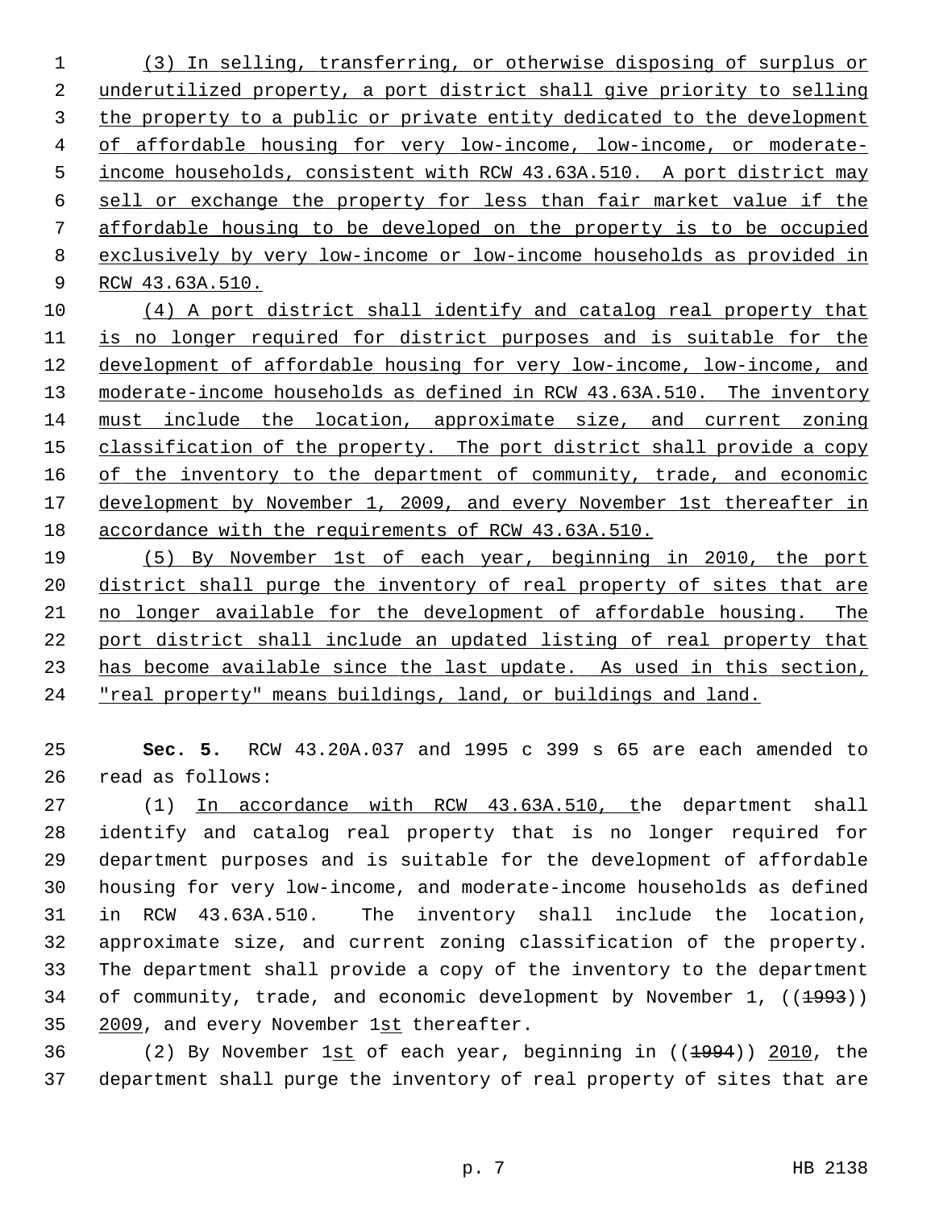(3) In selling, transferring, or otherwise disposing of surplus or underutilized property, a port district shall give priority to selling the property to a public or private entity dedicated to the development of affordable housing for very low-income, low-income, or moderate-income households, consistent with RCW 43.63A.510. A port district may sell or exchange the property for less than fair market value if the affordable housing to be developed on the property is to be occupied exclusively by very low-income or low-income households as provided in RCW 43.63A.510.

(4) A port district shall identify and catalog real property that is no longer required for district purposes and is suitable for the development of affordable housing for very low-income, low-income, and moderate-income households as defined in RCW 43.63A.510. The inventory must include the location, approximate size, and current zoning classification of the property. The port district shall provide a copy of the inventory to the department of community, trade, and economic development by November 1, 2009, and every November 1st thereafter in accordance with the requirements of RCW 43.63A.510.

(5) By November 1st of each year, beginning in 2010, the port district shall purge the inventory of real property of sites that are no longer available for the development of affordable housing. The port district shall include an updated listing of real property that has become available since the last update. As used in this section, "real property" means buildings, land, or buildings and land.

**Sec. 5.** RCW 43.20A.037 and 1995 c 399 s 65 are each amended to read as follows:

(1) In accordance with RCW 43.63A.510, the department shall identify and catalog real property that is no longer required for department purposes and is suitable for the development of affordable housing for very low-income, and moderate-income households as defined in RCW 43.63A.510. The inventory shall include the location, approximate size, and current zoning classification of the property. The department shall provide a copy of the inventory to the department of community, trade, and economic development by November 1, ((~~1993~~)) 2009, and every November 1st thereafter.

(2) By November 1st of each year, beginning in ((~~1994~~)) 2010, the department shall purge the inventory of real property of sites that are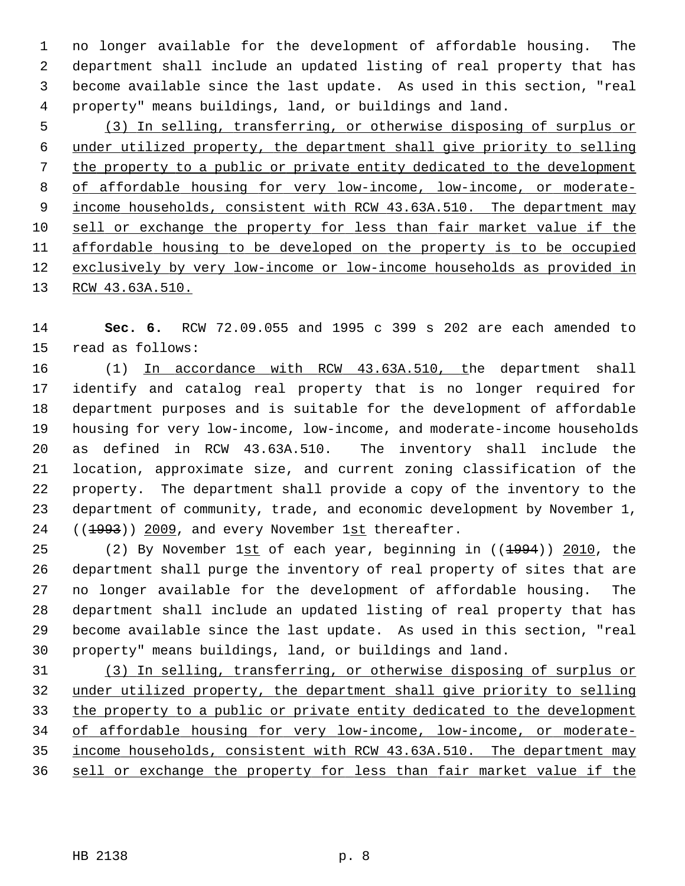no longer available for the development of affordable housing. The department shall include an updated listing of real property that has become available since the last update. As used in this section, "real property" means buildings, land, or buildings and land.

<u>(3) In selling, transferring, or otherwise disposing of surplus or under utilized property, the department shall give priority to selling the property to a public or private entity dedicated to the development of affordable housing for very low-income, low-income, or moderate-income households, consistent with RCW 43.63A.510. The department may sell or exchange the property for less than fair market value if the affordable housing to be developed on the property is to be occupied exclusively by very low-income or low-income households as provided in RCW 43.63A.510.</u>

**Sec. 6.** RCW 72.09.055 and 1995 c 399 s 202 are each amended to read as follows:

(1) <u>In accordance with RCW 43.63A.510, t</u>he department shall identify and catalog real property that is no longer required for department purposes and is suitable for the development of affordable housing for very low-income, low-income, and moderate-income households as defined in RCW 43.63A.510. The inventory shall include the location, approximate size, and current zoning classification of the property. The department shall provide a copy of the inventory to the department of community, trade, and economic development by November 1, ((~~1993~~)) <u>2009</u>, and every November 1<u>st</u> thereafter.

(2) By November 1<u>st</u> of each year, beginning in ((~~1994~~)) <u>2010</u>, the department shall purge the inventory of real property of sites that are no longer available for the development of affordable housing. The department shall include an updated listing of real property that has become available since the last update. As used in this section, "real property" means buildings, land, or buildings and land.

<u>(3) In selling, transferring, or otherwise disposing of surplus or under utilized property, the department shall give priority to selling the property to a public or private entity dedicated to the development of affordable housing for very low-income, low-income, or moderate-income households, consistent with RCW 43.63A.510. The department may sell or exchange the property for less than fair market value if the</u>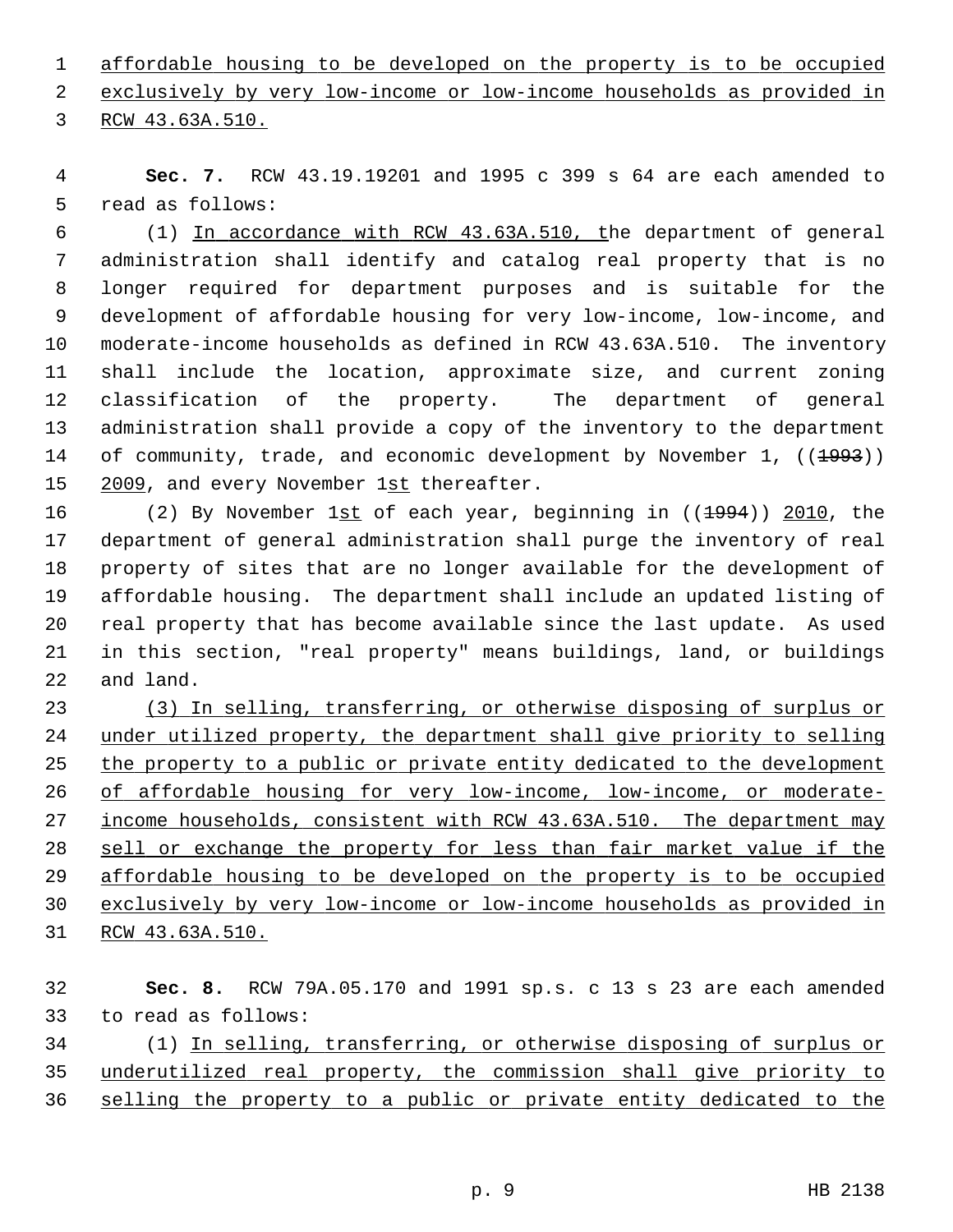affordable housing to be developed on the property is to be occupied exclusively by very low-income or low-income households as provided in RCW 43.63A.510.

**Sec. 7.** RCW 43.19.19201 and 1995 c 399 s 64 are each amended to read as follows:

(1) In accordance with RCW 43.63A.510, the department of general administration shall identify and catalog real property that is no longer required for department purposes and is suitable for the development of affordable housing for very low-income, low-income, and moderate-income households as defined in RCW 43.63A.510. The inventory shall include the location, approximate size, and current zoning classification of the property. The department of general administration shall provide a copy of the inventory to the department of community, trade, and economic development by November 1, ((~~1993~~)) 2009, and every November 1st thereafter.

(2) By November 1st of each year, beginning in ((~~1994~~)) 2010, the department of general administration shall purge the inventory of real property of sites that are no longer available for the development of affordable housing. The department shall include an updated listing of real property that has become available since the last update. As used in this section, "real property" means buildings, land, or buildings and land.

(3) In selling, transferring, or otherwise disposing of surplus or under utilized property, the department shall give priority to selling the property to a public or private entity dedicated to the development of affordable housing for very low-income, low-income, or moderate-income households, consistent with RCW 43.63A.510. The department may sell or exchange the property for less than fair market value if the affordable housing to be developed on the property is to be occupied exclusively by very low-income or low-income households as provided in RCW 43.63A.510.

**Sec. 8.** RCW 79A.05.170 and 1991 sp.s. c 13 s 23 are each amended to read as follows:

(1) In selling, transferring, or otherwise disposing of surplus or underutilized real property, the commission shall give priority to selling the property to a public or private entity dedicated to the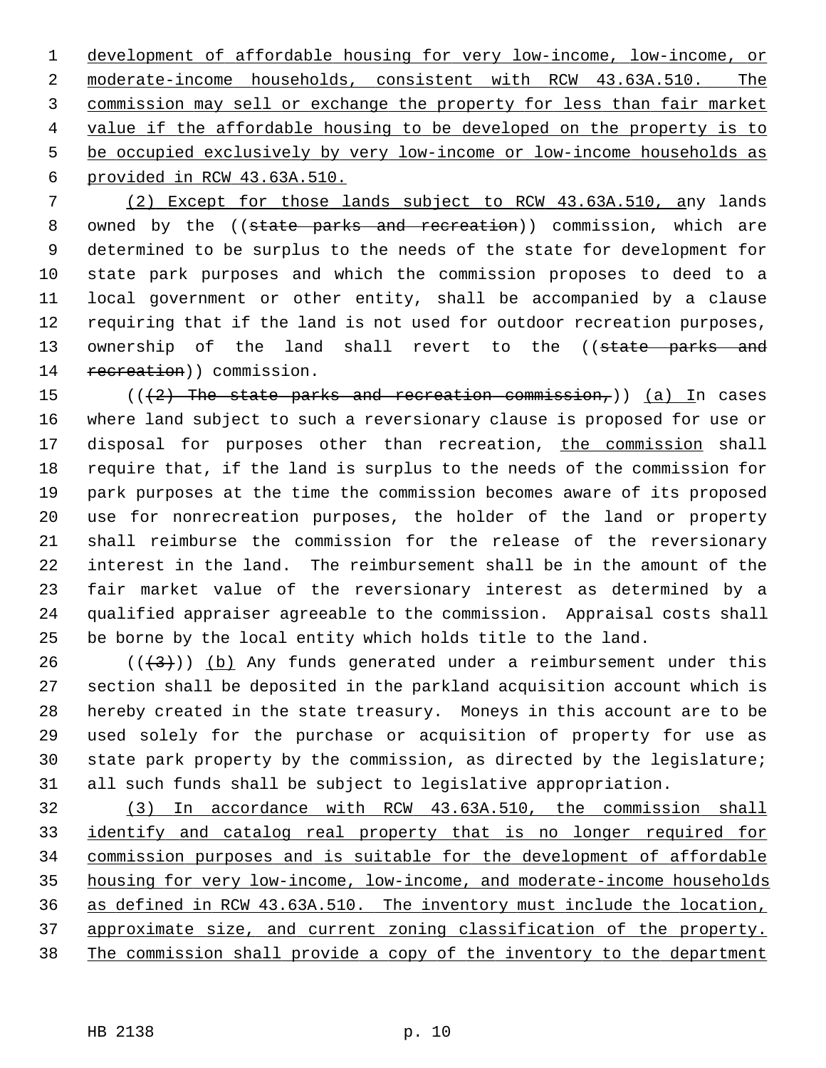development of affordable housing for very low-income, low-income, or moderate-income households, consistent with RCW 43.63A.510. The commission may sell or exchange the property for less than fair market value if the affordable housing to be developed on the property is to be occupied exclusively by very low-income or low-income households as provided in RCW 43.63A.510.

(2) Except for those lands subject to RCW 43.63A.510, any lands owned by the ((state parks and recreation)) commission, which are determined to be surplus to the needs of the state for development for state park purposes and which the commission proposes to deed to a local government or other entity, shall be accompanied by a clause requiring that if the land is not used for outdoor recreation purposes, ownership of the land shall revert to the ((state parks and recreation)) commission.

(((2) The state parks and recreation commission,)) (a) In cases where land subject to such a reversionary clause is proposed for use or disposal for purposes other than recreation, the commission shall require that, if the land is surplus to the needs of the commission for park purposes at the time the commission becomes aware of its proposed use for nonrecreation purposes, the holder of the land or property shall reimburse the commission for the release of the reversionary interest in the land. The reimbursement shall be in the amount of the fair market value of the reversionary interest as determined by a qualified appraiser agreeable to the commission. Appraisal costs shall be borne by the local entity which holds title to the land.

(((3))) (b) Any funds generated under a reimbursement under this section shall be deposited in the parkland acquisition account which is hereby created in the state treasury. Moneys in this account are to be used solely for the purchase or acquisition of property for use as state park property by the commission, as directed by the legislature; all such funds shall be subject to legislative appropriation.

(3) In accordance with RCW 43.63A.510, the commission shall identify and catalog real property that is no longer required for commission purposes and is suitable for the development of affordable housing for very low-income, low-income, and moderate-income households as defined in RCW 43.63A.510. The inventory must include the location, approximate size, and current zoning classification of the property. The commission shall provide a copy of the inventory to the department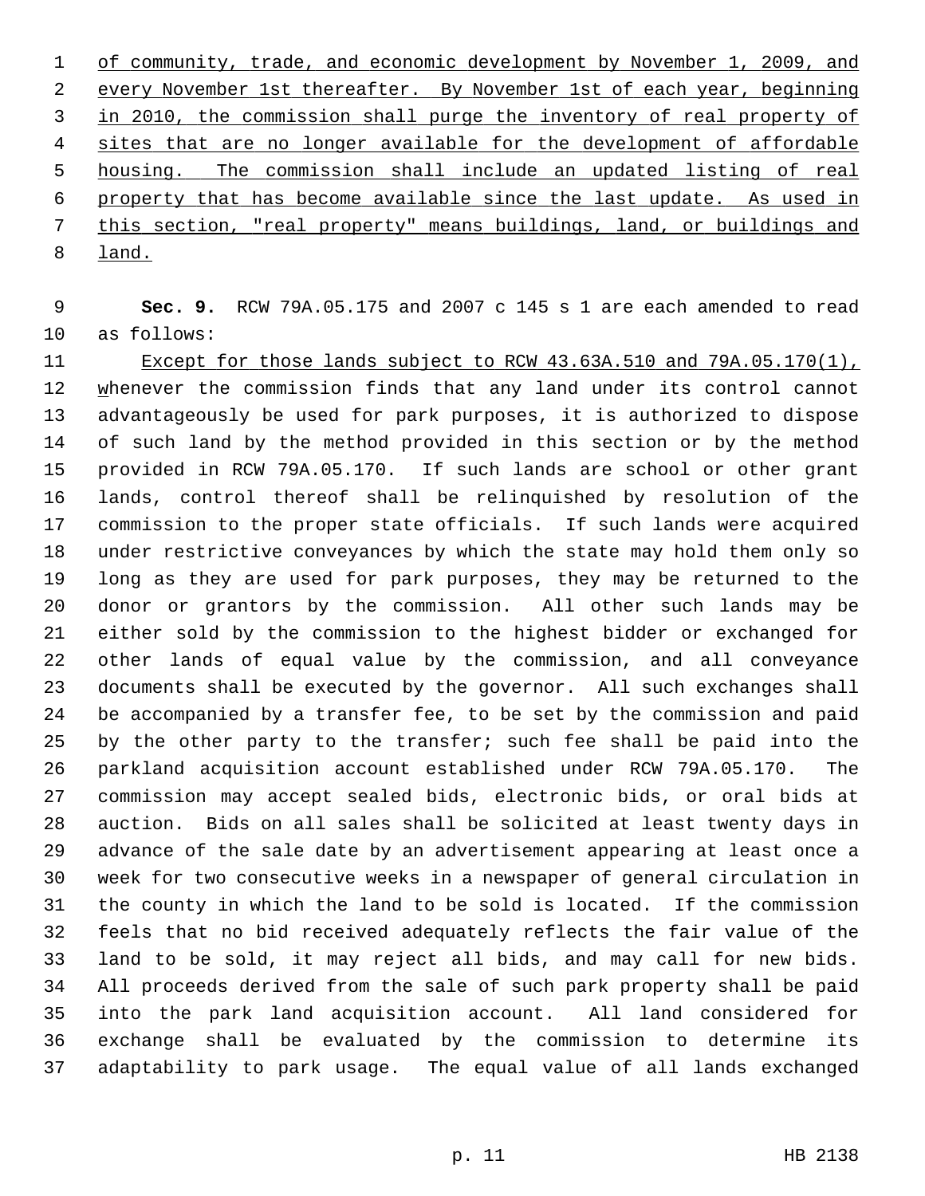of community, trade, and economic development by November 1, 2009, and every November 1st thereafter. By November 1st of each year, beginning in 2010, the commission shall purge the inventory of real property of sites that are no longer available for the development of affordable housing. The commission shall include an updated listing of real property that has become available since the last update. As used in this section, "real property" means buildings, land, or buildings and land.

**Sec. 9.** RCW 79A.05.175 and 2007 c 145 s 1 are each amended to read as follows:

Except for those lands subject to RCW 43.63A.510 and 79A.05.170(1), whenever the commission finds that any land under its control cannot advantageously be used for park purposes, it is authorized to dispose of such land by the method provided in this section or by the method provided in RCW 79A.05.170. If such lands are school or other grant lands, control thereof shall be relinquished by resolution of the commission to the proper state officials. If such lands were acquired under restrictive conveyances by which the state may hold them only so long as they are used for park purposes, they may be returned to the donor or grantors by the commission. All other such lands may be either sold by the commission to the highest bidder or exchanged for other lands of equal value by the commission, and all conveyance documents shall be executed by the governor. All such exchanges shall be accompanied by a transfer fee, to be set by the commission and paid by the other party to the transfer; such fee shall be paid into the parkland acquisition account established under RCW 79A.05.170. The commission may accept sealed bids, electronic bids, or oral bids at auction. Bids on all sales shall be solicited at least twenty days in advance of the sale date by an advertisement appearing at least once a week for two consecutive weeks in a newspaper of general circulation in the county in which the land to be sold is located. If the commission feels that no bid received adequately reflects the fair value of the land to be sold, it may reject all bids, and may call for new bids. All proceeds derived from the sale of such park property shall be paid into the park land acquisition account. All land considered for exchange shall be evaluated by the commission to determine its adaptability to park usage. The equal value of all lands exchanged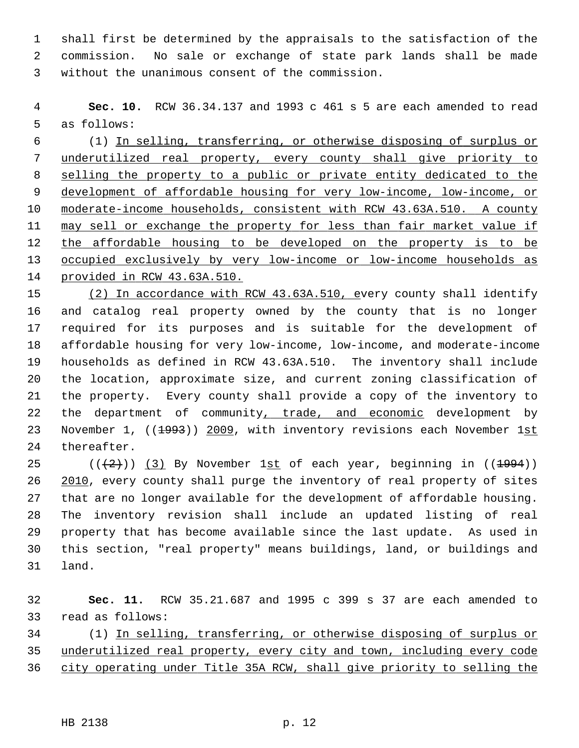shall first be determined by the appraisals to the satisfaction of the commission. No sale or exchange of state park lands shall be made without the unanimous consent of the commission.

**Sec. 10.** RCW 36.34.137 and 1993 c 461 s 5 are each amended to read as follows:

(1) In selling, transferring, or otherwise disposing of surplus or underutilized real property, every county shall give priority to selling the property to a public or private entity dedicated to the development of affordable housing for very low-income, low-income, or moderate-income households, consistent with RCW 43.63A.510. A county may sell or exchange the property for less than fair market value if the affordable housing to be developed on the property is to be occupied exclusively by very low-income or low-income households as provided in RCW 43.63A.510.

(2) In accordance with RCW 43.63A.510, every county shall identify and catalog real property owned by the county that is no longer required for its purposes and is suitable for the development of affordable housing for very low-income, low-income, and moderate-income households as defined in RCW 43.63A.510. The inventory shall include the location, approximate size, and current zoning classification of the property. Every county shall provide a copy of the inventory to the department of community, trade, and economic development by November 1, ((1993)) 2009, with inventory revisions each November 1st thereafter.

(((2))) (3) By November 1st of each year, beginning in ((1994)) 2010, every county shall purge the inventory of real property of sites that are no longer available for the development of affordable housing. The inventory revision shall include an updated listing of real property that has become available since the last update. As used in this section, "real property" means buildings, land, or buildings and land.

**Sec. 11.** RCW 35.21.687 and 1995 c 399 s 37 are each amended to read as follows:

(1) In selling, transferring, or otherwise disposing of surplus or underutilized real property, every city and town, including every code city operating under Title 35A RCW, shall give priority to selling the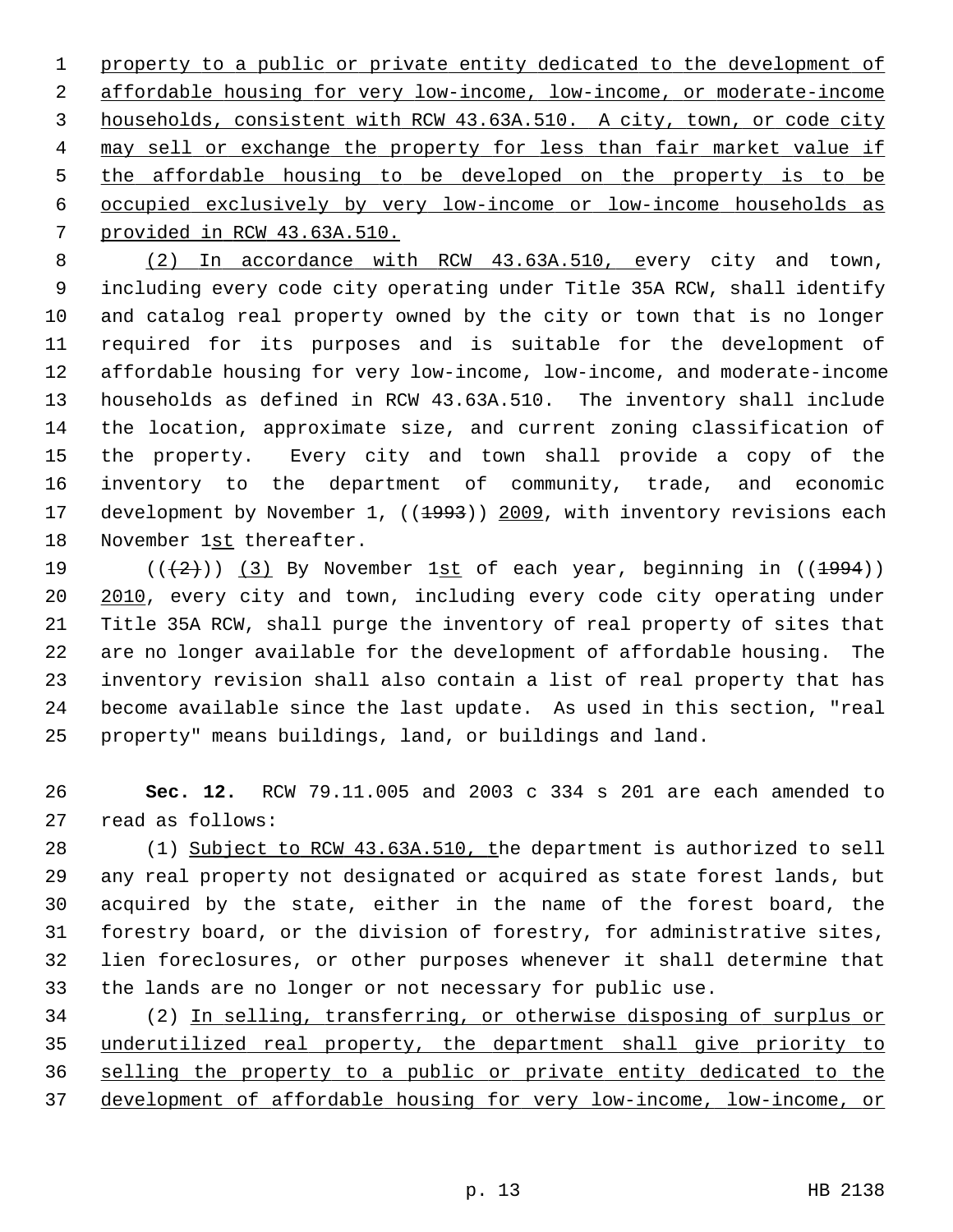property to a public or private entity dedicated to the development of affordable housing for very low-income, low-income, or moderate-income households, consistent with RCW 43.63A.510. A city, town, or code city may sell or exchange the property for less than fair market value if the affordable housing to be developed on the property is to be occupied exclusively by very low-income or low-income households as provided in RCW 43.63A.510.

(2) In accordance with RCW 43.63A.510, every city and town, including every code city operating under Title 35A RCW, shall identify and catalog real property owned by the city or town that is no longer required for its purposes and is suitable for the development of affordable housing for very low-income, low-income, and moderate-income households as defined in RCW 43.63A.510. The inventory shall include the location, approximate size, and current zoning classification of the property. Every city and town shall provide a copy of the inventory to the department of community, trade, and economic development by November 1, ((1993)) 2009, with inventory revisions each November 1st thereafter.

(((2))) (3) By November 1st of each year, beginning in ((1994)) 2010, every city and town, including every code city operating under Title 35A RCW, shall purge the inventory of real property of sites that are no longer available for the development of affordable housing. The inventory revision shall also contain a list of real property that has become available since the last update. As used in this section, "real property" means buildings, land, or buildings and land.

**Sec. 12.** RCW 79.11.005 and 2003 c 334 s 201 are each amended to read as follows:

(1) Subject to RCW 43.63A.510, the department is authorized to sell any real property not designated or acquired as state forest lands, but acquired by the state, either in the name of the forest board, the forestry board, or the division of forestry, for administrative sites, lien foreclosures, or other purposes whenever it shall determine that the lands are no longer or not necessary for public use.

(2) In selling, transferring, or otherwise disposing of surplus or underutilized real property, the department shall give priority to selling the property to a public or private entity dedicated to the development of affordable housing for very low-income, low-income, or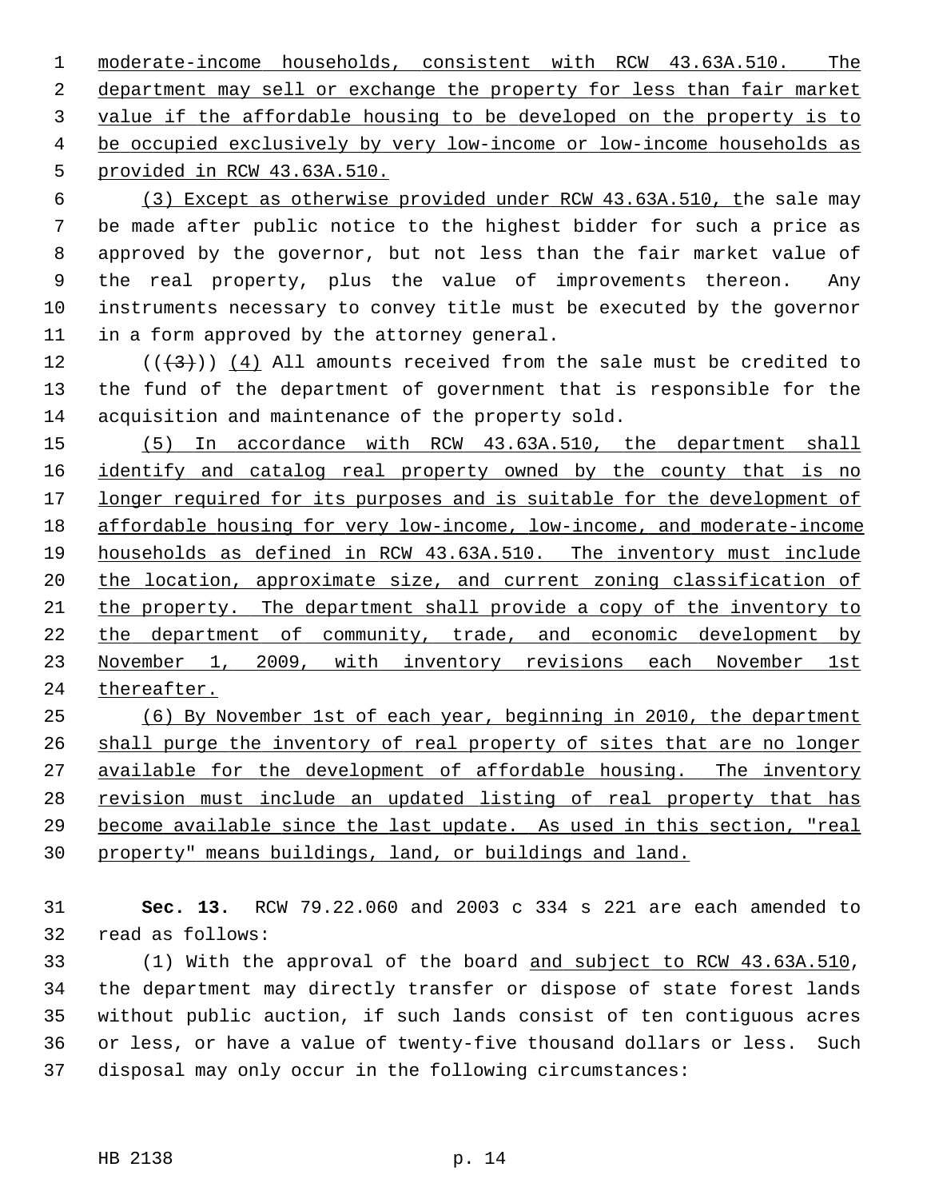moderate-income households, consistent with RCW 43.63A.510. The department may sell or exchange the property for less than fair market value if the affordable housing to be developed on the property is to be occupied exclusively by very low-income or low-income households as provided in RCW 43.63A.510.

(3) Except as otherwise provided under RCW 43.63A.510, the sale may be made after public notice to the highest bidder for such a price as approved by the governor, but not less than the fair market value of the real property, plus the value of improvements thereon. Any instruments necessary to convey title must be executed by the governor in a form approved by the attorney general.

(((3))) (4) All amounts received from the sale must be credited to the fund of the department of government that is responsible for the acquisition and maintenance of the property sold.

(5) In accordance with RCW 43.63A.510, the department shall identify and catalog real property owned by the county that is no longer required for its purposes and is suitable for the development of affordable housing for very low-income, low-income, and moderate-income households as defined in RCW 43.63A.510. The inventory must include the location, approximate size, and current zoning classification of the property. The department shall provide a copy of the inventory to the department of community, trade, and economic development by November 1, 2009, with inventory revisions each November 1st thereafter.

(6) By November 1st of each year, beginning in 2010, the department shall purge the inventory of real property of sites that are no longer available for the development of affordable housing. The inventory revision must include an updated listing of real property that has become available since the last update. As used in this section, "real property" means buildings, land, or buildings and land.

**Sec. 13.** RCW 79.22.060 and 2003 c 334 s 221 are each amended to read as follows:

(1) With the approval of the board and subject to RCW 43.63A.510, the department may directly transfer or dispose of state forest lands without public auction, if such lands consist of ten contiguous acres or less, or have a value of twenty-five thousand dollars or less. Such disposal may only occur in the following circumstances: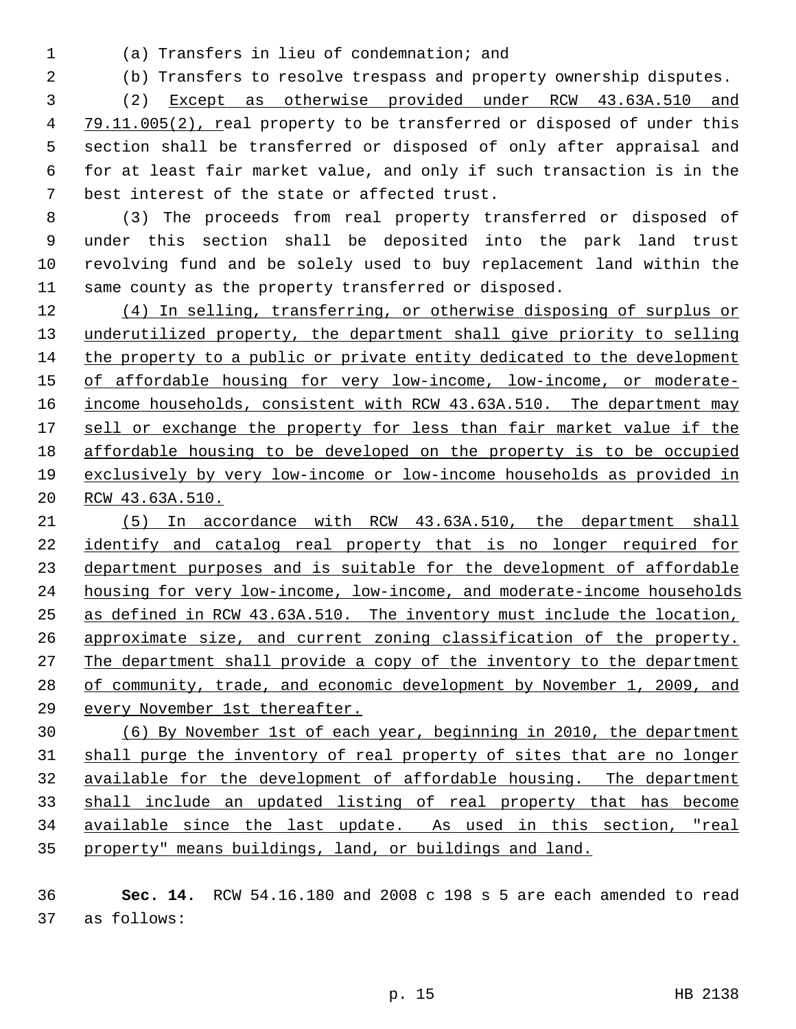(a) Transfers in lieu of condemnation; and

(b) Transfers to resolve trespass and property ownership disputes.

(2) Except as otherwise provided under RCW 43.63A.510 and 79.11.005(2), real property to be transferred or disposed of under this section shall be transferred or disposed of only after appraisal and for at least fair market value, and only if such transaction is in the best interest of the state or affected trust.

(3) The proceeds from real property transferred or disposed of under this section shall be deposited into the park land trust revolving fund and be solely used to buy replacement land within the same county as the property transferred or disposed.

(4) In selling, transferring, or otherwise disposing of surplus or underutilized property, the department shall give priority to selling the property to a public or private entity dedicated to the development of affordable housing for very low-income, low-income, or moderate-income households, consistent with RCW 43.63A.510. The department may sell or exchange the property for less than fair market value if the affordable housing to be developed on the property is to be occupied exclusively by very low-income or low-income households as provided in RCW 43.63A.510.

(5) In accordance with RCW 43.63A.510, the department shall identify and catalog real property that is no longer required for department purposes and is suitable for the development of affordable housing for very low-income, low-income, and moderate-income households as defined in RCW 43.63A.510. The inventory must include the location, approximate size, and current zoning classification of the property. The department shall provide a copy of the inventory to the department of community, trade, and economic development by November 1, 2009, and every November 1st thereafter.

(6) By November 1st of each year, beginning in 2010, the department shall purge the inventory of real property of sites that are no longer available for the development of affordable housing. The department shall include an updated listing of real property that has become available since the last update. As used in this section, "real property" means buildings, land, or buildings and land.

**Sec. 14.** RCW 54.16.180 and 2008 c 198 s 5 are each amended to read as follows: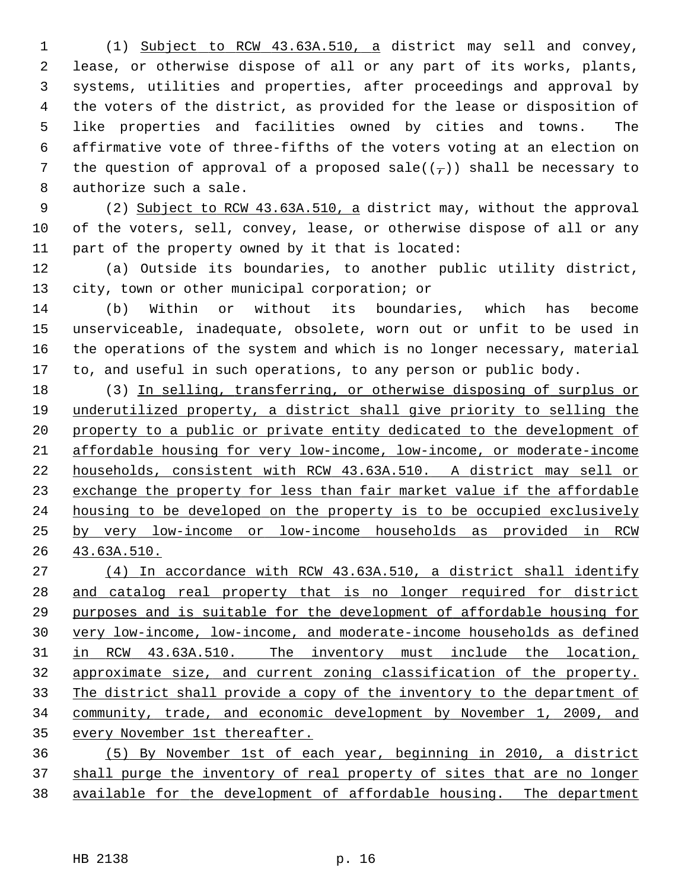(1) Subject to RCW 43.63A.510, a district may sell and convey, lease, or otherwise dispose of all or any part of its works, plants, systems, utilities and properties, after proceedings and approval by the voters of the district, as provided for the lease or disposition of like properties and facilities owned by cities and towns. The affirmative vote of three-fifths of the voters voting at an election on the question of approval of a proposed sale((,)) shall be necessary to authorize such a sale.

(2) Subject to RCW 43.63A.510, a district may, without the approval of the voters, sell, convey, lease, or otherwise dispose of all or any part of the property owned by it that is located:

(a) Outside its boundaries, to another public utility district, city, town or other municipal corporation; or

(b) Within or without its boundaries, which has become unserviceable, inadequate, obsolete, worn out or unfit to be used in the operations of the system and which is no longer necessary, material to, and useful in such operations, to any person or public body.

(3) In selling, transferring, or otherwise disposing of surplus or underutilized property, a district shall give priority to selling the property to a public or private entity dedicated to the development of affordable housing for very low-income, low-income, or moderate-income households, consistent with RCW 43.63A.510. A district may sell or exchange the property for less than fair market value if the affordable housing to be developed on the property is to be occupied exclusively by very low-income or low-income households as provided in RCW 43.63A.510.

(4) In accordance with RCW 43.63A.510, a district shall identify and catalog real property that is no longer required for district purposes and is suitable for the development of affordable housing for very low-income, low-income, and moderate-income households as defined in RCW 43.63A.510. The inventory must include the location, approximate size, and current zoning classification of the property. The district shall provide a copy of the inventory to the department of community, trade, and economic development by November 1, 2009, and every November 1st thereafter.

(5) By November 1st of each year, beginning in 2010, a district shall purge the inventory of real property of sites that are no longer available for the development of affordable housing. The department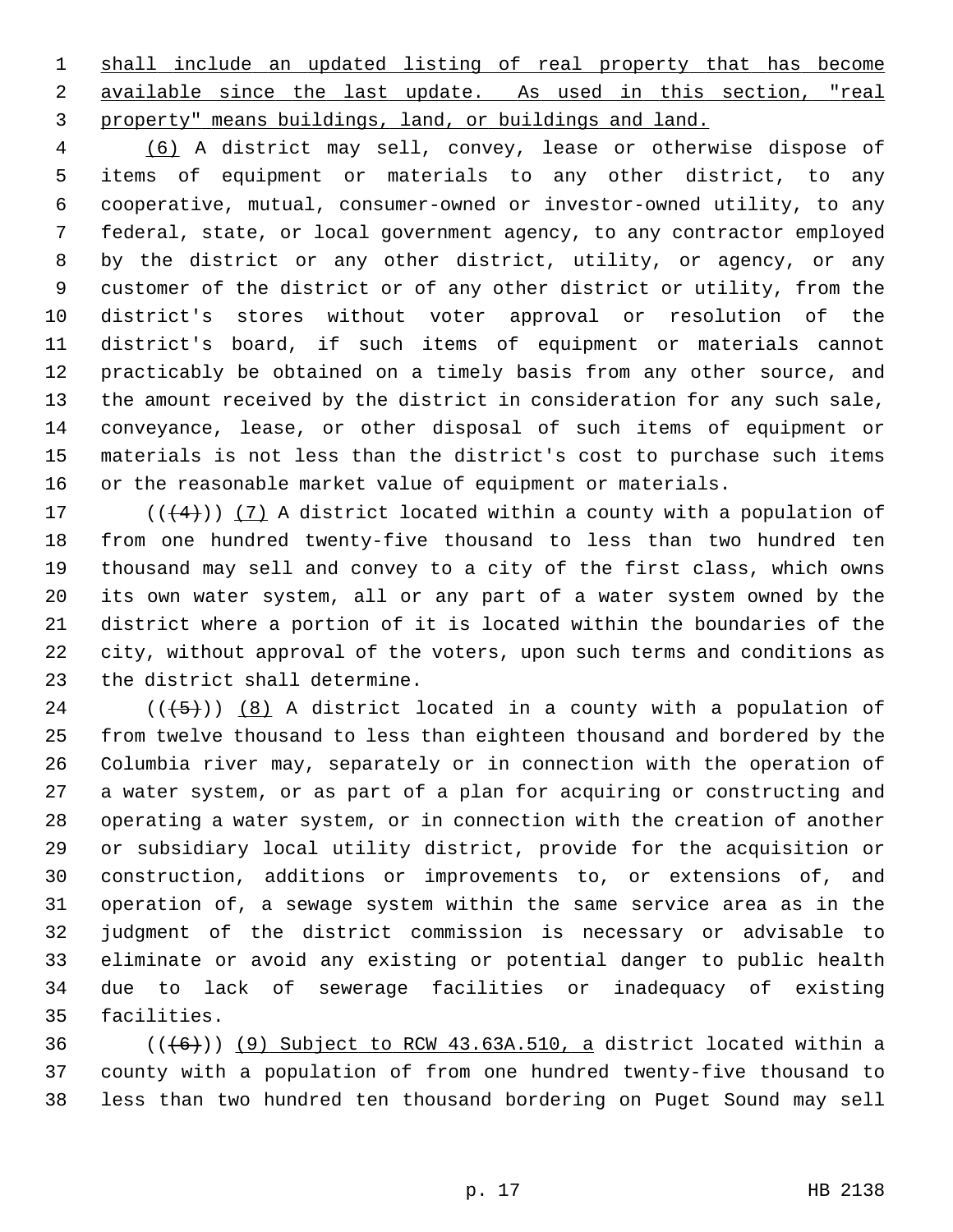shall include an updated listing of real property that has become available since the last update. As used in this section, "real property" means buildings, land, or buildings and land.

(6) A district may sell, convey, lease or otherwise dispose of items of equipment or materials to any other district, to any cooperative, mutual, consumer-owned or investor-owned utility, to any federal, state, or local government agency, to any contractor employed by the district or any other district, utility, or agency, or any customer of the district or of any other district or utility, from the district's stores without voter approval or resolution of the district's board, if such items of equipment or materials cannot practicably be obtained on a timely basis from any other source, and the amount received by the district in consideration for any such sale, conveyance, lease, or other disposal of such items of equipment or materials is not less than the district's cost to purchase such items or the reasonable market value of equipment or materials.

(((4))) (7) A district located within a county with a population of from one hundred twenty-five thousand to less than two hundred ten thousand may sell and convey to a city of the first class, which owns its own water system, all or any part of a water system owned by the district where a portion of it is located within the boundaries of the city, without approval of the voters, upon such terms and conditions as the district shall determine.

(((5))) (8) A district located in a county with a population of from twelve thousand to less than eighteen thousand and bordered by the Columbia river may, separately or in connection with the operation of a water system, or as part of a plan for acquiring or constructing and operating a water system, or in connection with the creation of another or subsidiary local utility district, provide for the acquisition or construction, additions or improvements to, or extensions of, and operation of, a sewage system within the same service area as in the judgment of the district commission is necessary or advisable to eliminate or avoid any existing or potential danger to public health due to lack of sewerage facilities or inadequacy of existing facilities.

(((6))) (9) Subject to RCW 43.63A.510, a district located within a county with a population of from one hundred twenty-five thousand to less than two hundred ten thousand bordering on Puget Sound may sell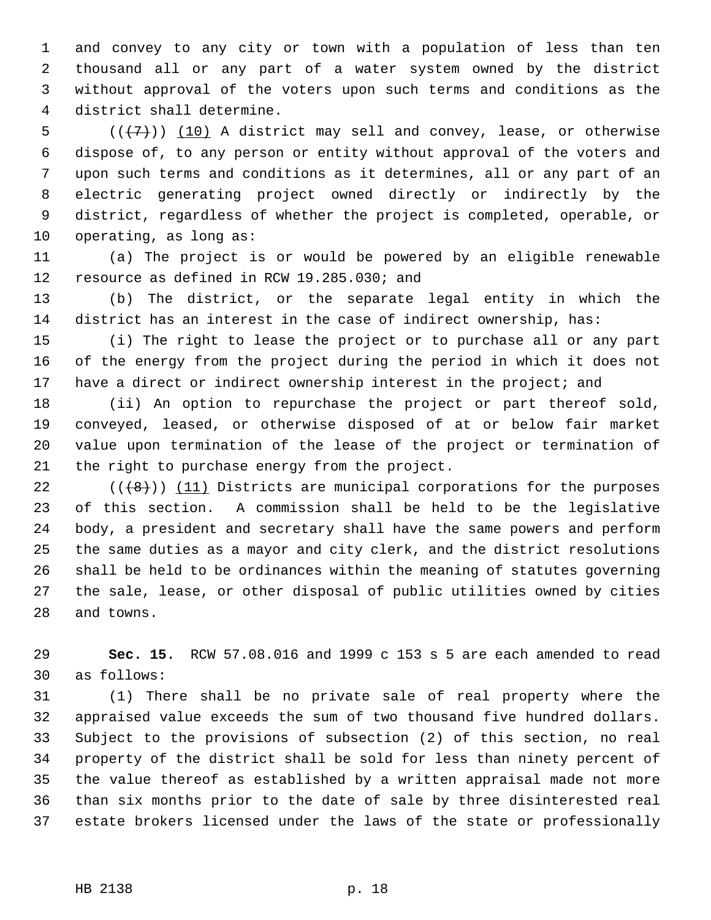and convey to any city or town with a population of less than ten thousand all or any part of a water system owned by the district without approval of the voters upon such terms and conditions as the district shall determine.

((~~(7)~~)) (10) A district may sell and convey, lease, or otherwise dispose of, to any person or entity without approval of the voters and upon such terms and conditions as it determines, all or any part of an electric generating project owned directly or indirectly by the district, regardless of whether the project is completed, operable, or operating, as long as:

(a) The project is or would be powered by an eligible renewable resource as defined in RCW 19.285.030; and

(b) The district, or the separate legal entity in which the district has an interest in the case of indirect ownership, has:

(i) The right to lease the project or to purchase all or any part of the energy from the project during the period in which it does not have a direct or indirect ownership interest in the project; and

(ii) An option to repurchase the project or part thereof sold, conveyed, leased, or otherwise disposed of at or below fair market value upon termination of the lease of the project or termination of the right to purchase energy from the project.

((~~(8)~~)) (11) Districts are municipal corporations for the purposes of this section. A commission shall be held to be the legislative body, a president and secretary shall have the same powers and perform the same duties as a mayor and city clerk, and the district resolutions shall be held to be ordinances within the meaning of statutes governing the sale, lease, or other disposal of public utilities owned by cities and towns.

**Sec. 15.** RCW 57.08.016 and 1999 c 153 s 5 are each amended to read as follows:

(1) There shall be no private sale of real property where the appraised value exceeds the sum of two thousand five hundred dollars. Subject to the provisions of subsection (2) of this section, no real property of the district shall be sold for less than ninety percent of the value thereof as established by a written appraisal made not more than six months prior to the date of sale by three disinterested real estate brokers licensed under the laws of the state or professionally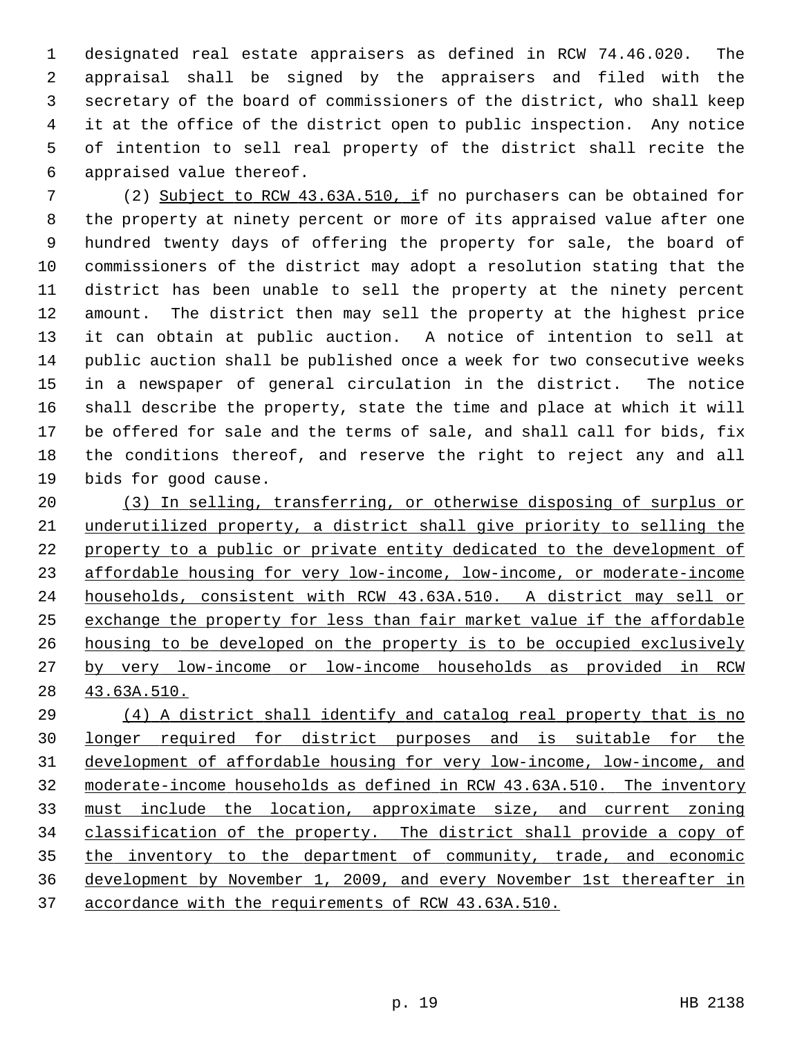designated real estate appraisers as defined in RCW 74.46.020. The appraisal shall be signed by the appraisers and filed with the secretary of the board of commissioners of the district, who shall keep it at the office of the district open to public inspection. Any notice of intention to sell real property of the district shall recite the appraised value thereof.

(2) Subject to RCW 43.63A.510, if no purchasers can be obtained for the property at ninety percent or more of its appraised value after one hundred twenty days of offering the property for sale, the board of commissioners of the district may adopt a resolution stating that the district has been unable to sell the property at the ninety percent amount. The district then may sell the property at the highest price it can obtain at public auction. A notice of intention to sell at public auction shall be published once a week for two consecutive weeks in a newspaper of general circulation in the district. The notice shall describe the property, state the time and place at which it will be offered for sale and the terms of sale, and shall call for bids, fix the conditions thereof, and reserve the right to reject any and all bids for good cause.

(3) In selling, transferring, or otherwise disposing of surplus or underutilized property, a district shall give priority to selling the property to a public or private entity dedicated to the development of affordable housing for very low-income, low-income, or moderate-income households, consistent with RCW 43.63A.510. A district may sell or exchange the property for less than fair market value if the affordable housing to be developed on the property is to be occupied exclusively by very low-income or low-income households as provided in RCW 43.63A.510.

(4) A district shall identify and catalog real property that is no longer required for district purposes and is suitable for the development of affordable housing for very low-income, low-income, and moderate-income households as defined in RCW 43.63A.510. The inventory must include the location, approximate size, and current zoning classification of the property. The district shall provide a copy of the inventory to the department of community, trade, and economic development by November 1, 2009, and every November 1st thereafter in accordance with the requirements of RCW 43.63A.510.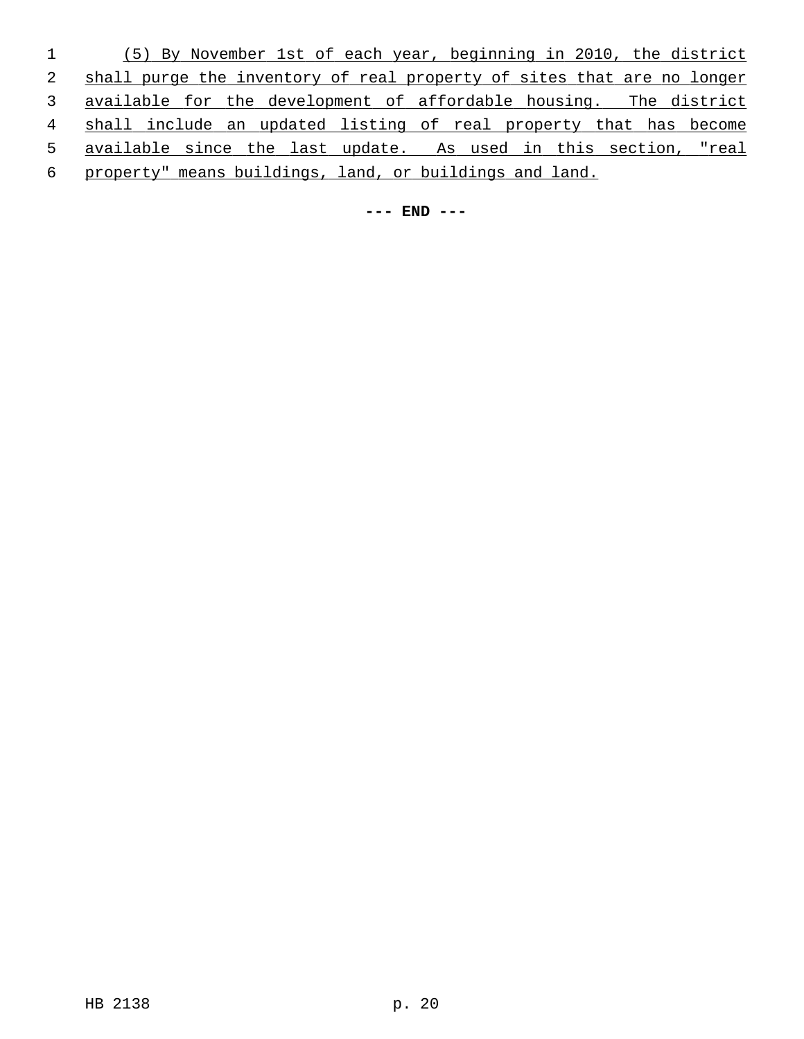(5) By November 1st of each year, beginning in 2010, the district shall purge the inventory of real property of sites that are no longer available for the development of affordable housing. The district shall include an updated listing of real property that has become available since the last update. As used in this section, "real property" means buildings, land, or buildings and land.

**--- END ---**